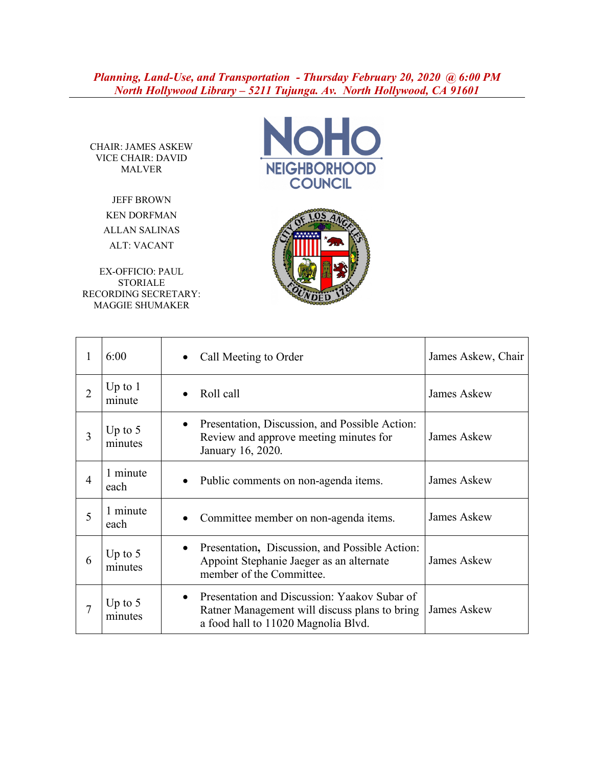***Planning, Land-Use, and Transportation - Thursday February 20, 2020 @ 6:00 PM***
***North Hollywood Library – 5211 Tujunga. Av. North Hollywood, CA 91601***

---

NoHo NEIGHBORHOOD COUNCIL

CHAIR: JAMES ASKEW
VICE CHAIR: DAVID MALVER

JEFF BROWN
KEN DORFMAN
ALLAN SALINAS
ALT: VACANT

EX-OFFICIO: PAUL STORIALE
RECORDING SECRETARY: MAGGIE SHUMAKER

| | | | |
|---|---|---|---|
| 1 | 6:00 | • Call Meeting to Order | James Askew, Chair |
| 2 | Up to 1 minute | • Roll call | James Askew |
| 3 | Up to 5 minutes | • Presentation, Discussion, and Possible Action: Review and approve meeting minutes for January 16, 2020. | James Askew |
| 4 | 1 minute each | • Public comments on non-agenda items. | James Askew |
| 5 | 1 minute each | • Committee member on non-agenda items. | James Askew |
| 6 | Up to 5 minutes | • Presentation, Discussion, and Possible Action: Appoint Stephanie Jaeger as an alternate member of the Committee. | James Askew |
| 7 | Up to 5 minutes | • Presentation and Discussion: Yaakov Subar of Ratner Management will discuss plans to bring a food hall to 11020 Magnolia Blvd. | James Askew |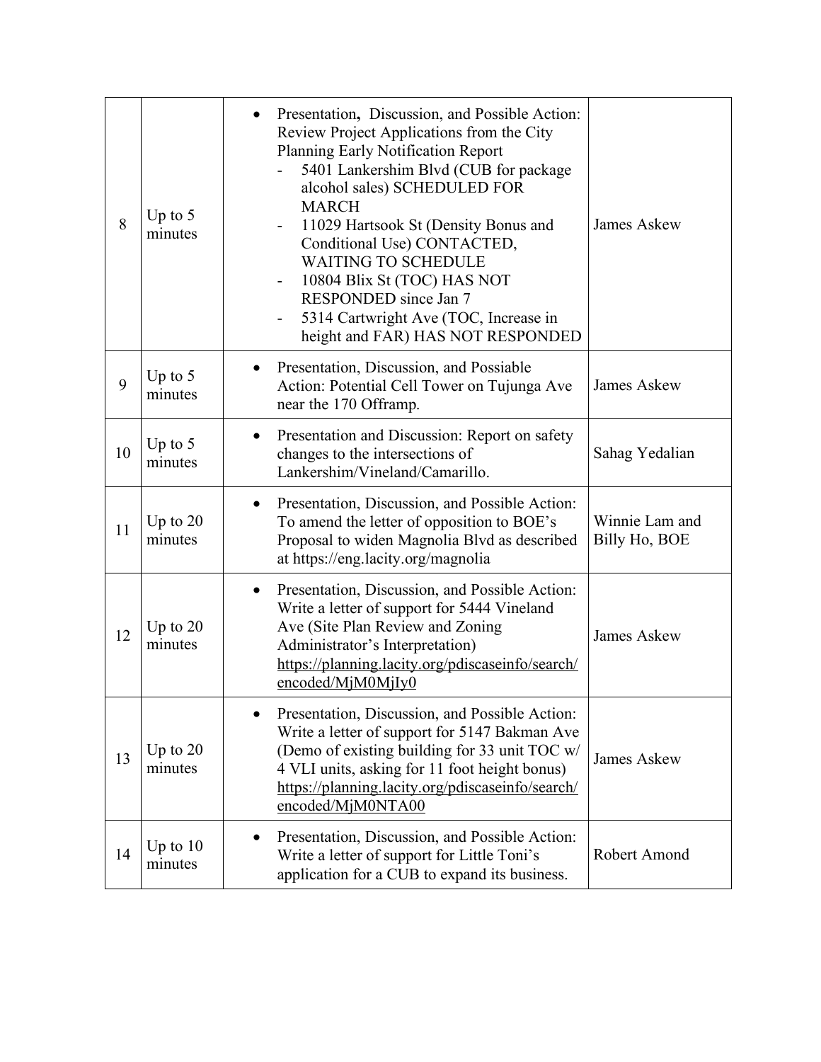| | | | |
|---|---|---|---|
| 8 | Up to 5 minutes | • Presentation, Discussion, and Possible Action: Review Project Applications from the City Planning Early Notification Report<br>- 5401 Lankershim Blvd (CUB for package alcohol sales) SCHEDULED FOR MARCH<br>- 11029 Hartsook St (Density Bonus and Conditional Use) CONTACTED, WAITING TO SCHEDULE<br>- 10804 Blix St (TOC) HAS NOT RESPONDED since Jan 7<br>- 5314 Cartwright Ave (TOC, Increase in height and FAR) HAS NOT RESPONDED | James Askew |
| 9 | Up to 5 minutes | • Presentation, Discussion, and Possiable Action: Potential Cell Tower on Tujunga Ave near the 170 Offramp. | James Askew |
| 10 | Up to 5 minutes | • Presentation and Discussion: Report on safety changes to the intersections of Lankershim/Vineland/Camarillo. | Sahag Yedalian |
| 11 | Up to 20 minutes | • Presentation, Discussion, and Possible Action: To amend the letter of opposition to BOE's Proposal to widen Magnolia Blvd as described at https://eng.lacity.org/magnolia | Winnie Lam and Billy Ho, BOE |
| 12 | Up to 20 minutes | • Presentation, Discussion, and Possible Action: Write a letter of support for 5444 Vineland Ave (Site Plan Review and Zoning Administrator's Interpretation) https://planning.lacity.org/pdiscaseinfo/search/encoded/MjM0MjIy0 | James Askew |
| 13 | Up to 20 minutes | • Presentation, Discussion, and Possible Action: Write a letter of support for 5147 Bakman Ave (Demo of existing building for 33 unit TOC w/ 4 VLI units, asking for 11 foot height bonus) https://planning.lacity.org/pdiscaseinfo/search/encoded/MjM0NTA00 | James Askew |
| 14 | Up to 10 minutes | • Presentation, Discussion, and Possible Action: Write a letter of support for Little Toni's application for a CUB to expand its business. | Robert Amond |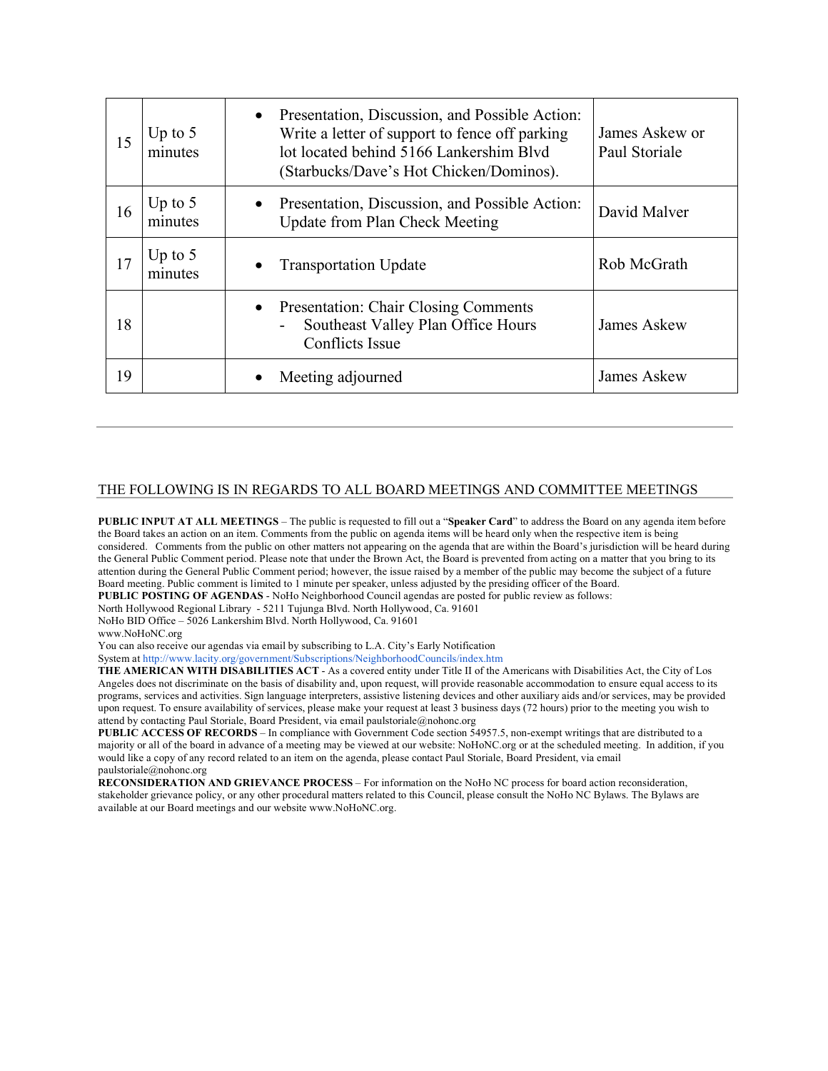| | | | |
|---|---|---|---|
| 15 | Up to 5 minutes | • Presentation, Discussion, and Possible Action: Write a letter of support to fence off parking lot located behind 5166 Lankershim Blvd (Starbucks/Dave's Hot Chicken/Dominos). | James Askew or Paul Storiale |
| 16 | Up to 5 minutes | • Presentation, Discussion, and Possible Action: Update from Plan Check Meeting | David Malver |
| 17 | Up to 5 minutes | • Transportation Update | Rob McGrath |
| 18 | | • Presentation: Chair Closing Comments<br>- Southeast Valley Plan Office Hours Conflicts Issue | James Askew |
| 19 | | • Meeting adjourned | James Askew |

---

THE FOLLOWING IS IN REGARDS TO ALL BOARD MEETINGS AND COMMITTEE MEETINGS

**PUBLIC INPUT AT ALL MEETINGS** – The public is requested to fill out a "**Speaker Card**" to address the Board on any agenda item before the Board takes an action on an item. Comments from the public on agenda items will be heard only when the respective item is being considered. Comments from the public on other matters not appearing on the agenda that are within the Board's jurisdiction will be heard during the General Public Comment period. Please note that under the Brown Act, the Board is prevented from acting on a matter that you bring to its attention during the General Public Comment period; however, the issue raised by a member of the public may become the subject of a future Board meeting. Public comment is limited to 1 minute per speaker, unless adjusted by the presiding officer of the Board.

**PUBLIC POSTING OF AGENDAS** - NoHo Neighborhood Council agendas are posted for public review as follows:
North Hollywood Regional Library - 5211 Tujunga Blvd. North Hollywood, Ca. 91601
NoHo BID Office – 5026 Lankershim Blvd. North Hollywood, Ca. 91601
www.NoHoNC.org
You can also receive our agendas via email by subscribing to L.A. City's Early Notification System at http://www.lacity.org/government/Subscriptions/NeighborhoodCouncils/index.htm

**THE AMERICAN WITH DISABILITIES ACT** - As a covered entity under Title II of the Americans with Disabilities Act, the City of Los Angeles does not discriminate on the basis of disability and, upon request, will provide reasonable accommodation to ensure equal access to its programs, services and activities. Sign language interpreters, assistive listening devices and other auxiliary aids and/or services, may be provided upon request. To ensure availability of services, please make your request at least 3 business days (72 hours) prior to the meeting you wish to attend by contacting Paul Storiale, Board President, via email paulstoriale@nohonc.org

**PUBLIC ACCESS OF RECORDS** – In compliance with Government Code section 54957.5, non-exempt writings that are distributed to a majority or all of the board in advance of a meeting may be viewed at our website: NoHoNC.org or at the scheduled meeting. In addition, if you would like a copy of any record related to an item on the agenda, please contact Paul Storiale, Board President, via email paulstoriale@nohonc.org

**RECONSIDERATION AND GRIEVANCE PROCESS** – For information on the NoHo NC process for board action reconsideration, stakeholder grievance policy, or any other procedural matters related to this Council, please consult the NoHo NC Bylaws. The Bylaws are available at our Board meetings and our website www.NoHoNC.org.